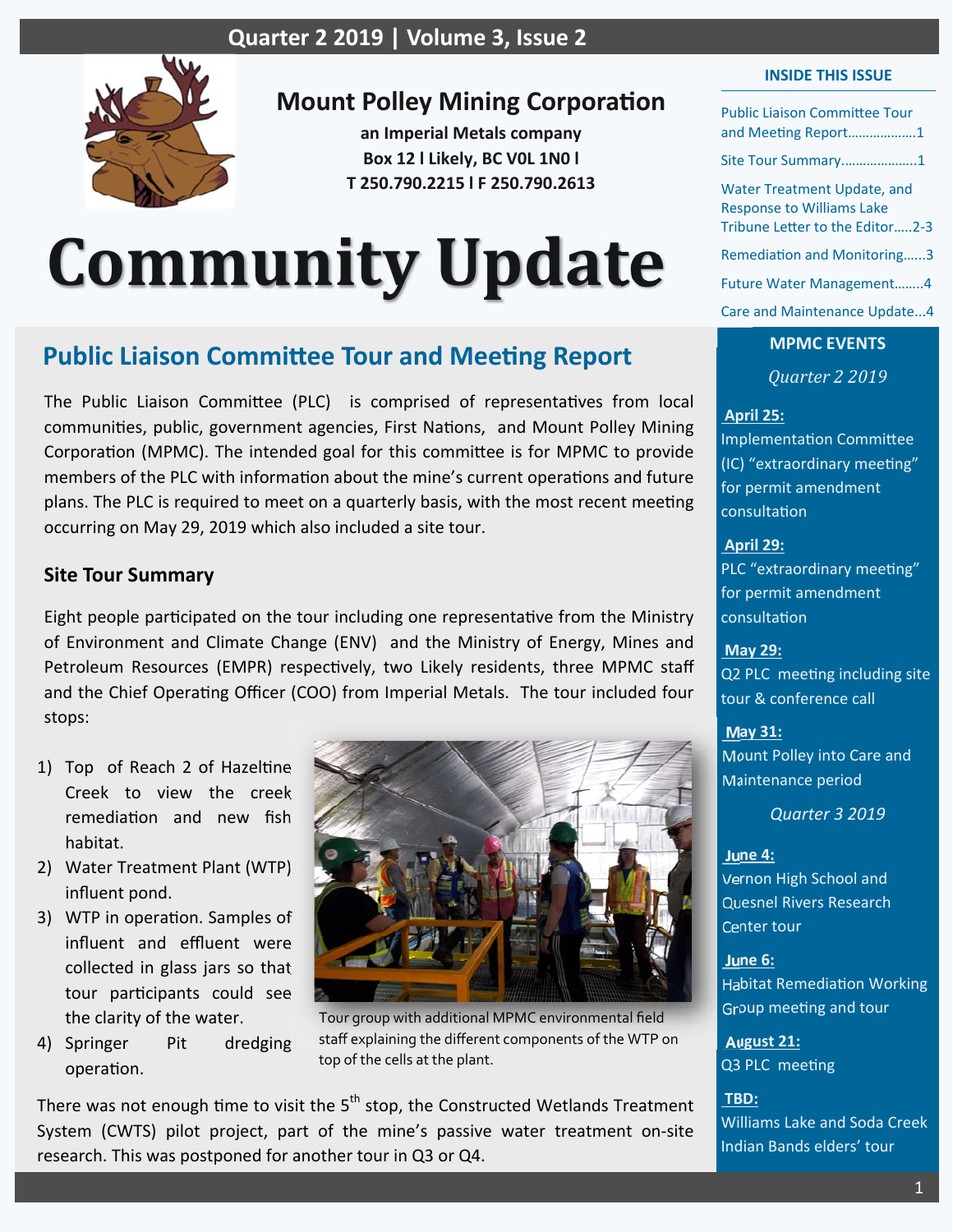Quarter 2 2019 | Volume 3, Issue 2

**Mount Polley Mining Corporation**

**an Imperial Metals company**

**Box 12 l Likely, BC V0L 1N0 l**

**T 250.790.2215 l F 250.790.2613**

# Community Update

**INSIDE THIS ISSUE**

- Public Liaison Committee Tour and Meeting Report……………….1
- Site Tour Summary…………………1
- Water Treatment Update, and Response to Williams Lake Tribune Letter to the Editor…..2-3
- Remediation and Monitoring……3
- Future Water Management……..4
- Care and Maintenance Update...4

## Public Liaison Committee Tour and Meeting Report

The Public Liaison Committee (PLC) is comprised of representatives from local communities, public, government agencies, First Nations, and Mount Polley Mining Corporation (MPMC). The intended goal for this committee is for MPMC to provide members of the PLC with information about the mine's current operations and future plans. The PLC is required to meet on a quarterly basis, with the most recent meeting occurring on May 29, 2019 which also included a site tour.

### Site Tour Summary

Eight people participated on the tour including one representative from the Ministry of Environment and Climate Change (ENV) and the Ministry of Energy, Mines and Petroleum Resources (EMPR) respectively, two Likely residents, three MPMC staff and the Chief Operating Officer (COO) from Imperial Metals. The tour included four stops:

1) Top of Reach 2 of Hazeltine Creek to view the creek remediation and new fish habitat.
2) Water Treatment Plant (WTP) influent pond.
3) WTP in operation. Samples of influent and effluent were collected in glass jars so that tour participants could see the clarity of the water.
4) Springer Pit dredging operation.

Tour group with additional MPMC environmental field staff explaining the different components of the WTP on top of the cells at the plant.

There was not enough time to visit the 5th stop, the Constructed Wetlands Treatment System (CWTS) pilot project, part of the mine's passive water treatment on-site research. This was postponed for another tour in Q3 or Q4.

## MPMC EVENTS

*Quarter 2 2019*

**April 25:**
Implementation Committee (IC) "extraordinary meeting" for permit amendment consultation

**April 29:**
PLC "extraordinary meeting" for permit amendment consultation

**May 29:**
Q2 PLC meeting including site tour & conference call

**May 31:**
Mount Polley into Care and Maintenance period

*Quarter 3 2019*

**June 4:**
Vernon High School and Quesnel Rivers Research Center tour

**June 6:**
Habitat Remediation Working Group meeting and tour

**August 21:**
Q3 PLC meeting

**TBD:**
Williams Lake and Soda Creek Indian Bands elders' tour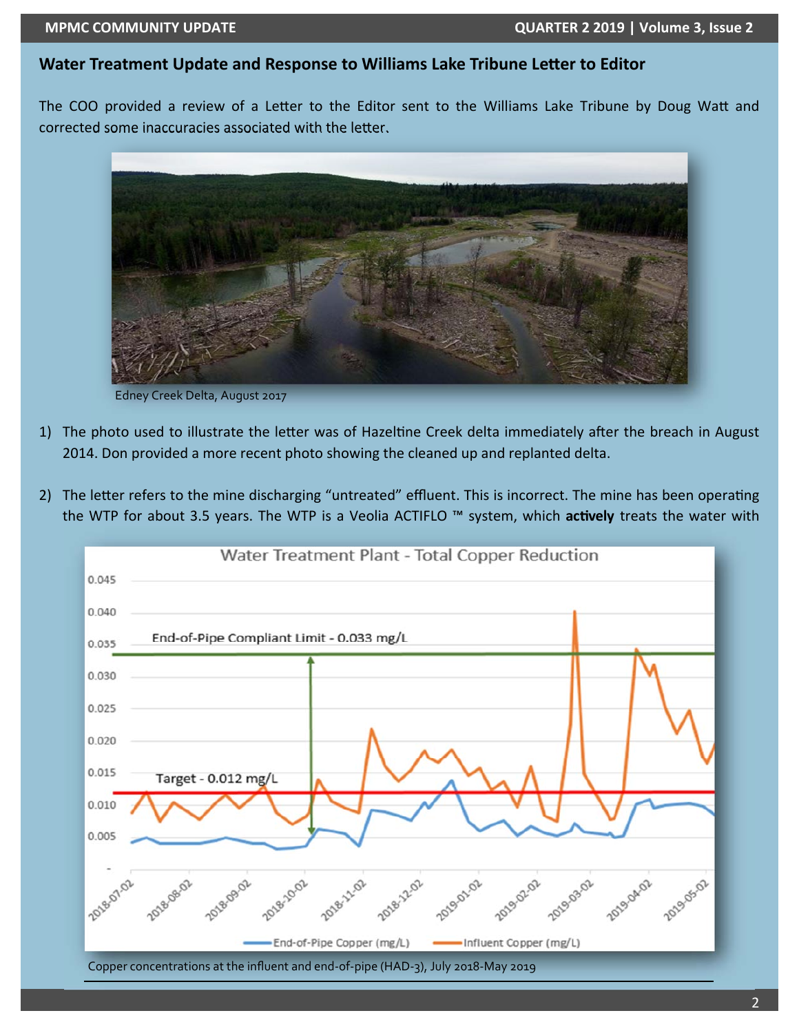## Water Treatment Update and Response to Williams Lake Tribune Letter to Editor

The COO provided a review of a Letter to the Editor sent to the Williams Lake Tribune by Doug Watt and corrected some inaccuracies associated with the letter.

Edney Creek Delta, August 2017

1) The photo used to illustrate the letter was of Hazeltine Creek delta immediately after the breach in August 2014. Don provided a more recent photo showing the cleaned up and replanted delta.

2) The letter refers to the mine discharging "untreated" effluent. This is incorrect. The mine has been operating the WTP for about 3.5 years. The WTP is a Veolia ACTIFLO ™ system, which **actively** treats the water with

Copper concentrations at the influent and end-of-pipe (HAD-3), July 2018-May 2019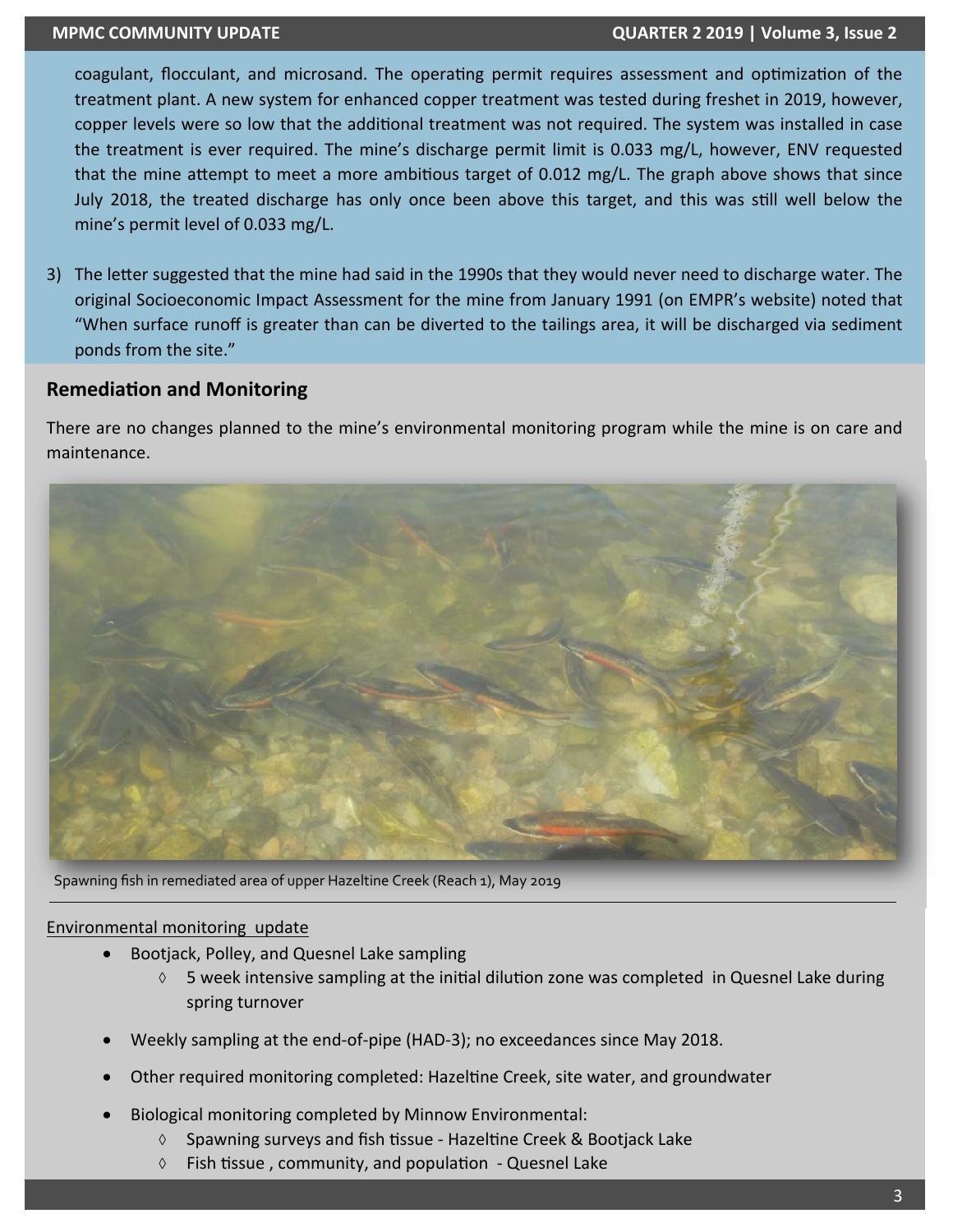coagulant, flocculant, and microsand. The operating permit requires assessment and optimization of the treatment plant. A new system for enhanced copper treatment was tested during freshet in 2019, however, copper levels were so low that the additional treatment was not required. The system was installed in case the treatment is ever required. The mine's discharge permit limit is 0.033 mg/L, however, ENV requested that the mine attempt to meet a more ambitious target of 0.012 mg/L. The graph above shows that since July 2018, the treated discharge has only once been above this target, and this was still well below the mine's permit level of 0.033 mg/L.

3) The letter suggested that the mine had said in the 1990s that they would never need to discharge water. The original Socioeconomic Impact Assessment for the mine from January 1991 (on EMPR's website) noted that "When surface runoff is greater than can be diverted to the tailings area, it will be discharged via sediment ponds from the site."

## Remediation and Monitoring

There are no changes planned to the mine's environmental monitoring program while the mine is on care and maintenance.

Spawning fish in remediated area of upper Hazeltine Creek (Reach 1), May 2019

Environmental monitoring update

- Bootjack, Polley, and Quesnel Lake sampling
  - 5 week intensive sampling at the initial dilution zone was completed in Quesnel Lake during spring turnover
- Weekly sampling at the end-of-pipe (HAD-3); no exceedances since May 2018.
- Other required monitoring completed: Hazeltine Creek, site water, and groundwater
- Biological monitoring completed by Minnow Environmental:
  - Spawning surveys and fish tissue - Hazeltine Creek & Bootjack Lake
  - Fish tissue , community, and population - Quesnel Lake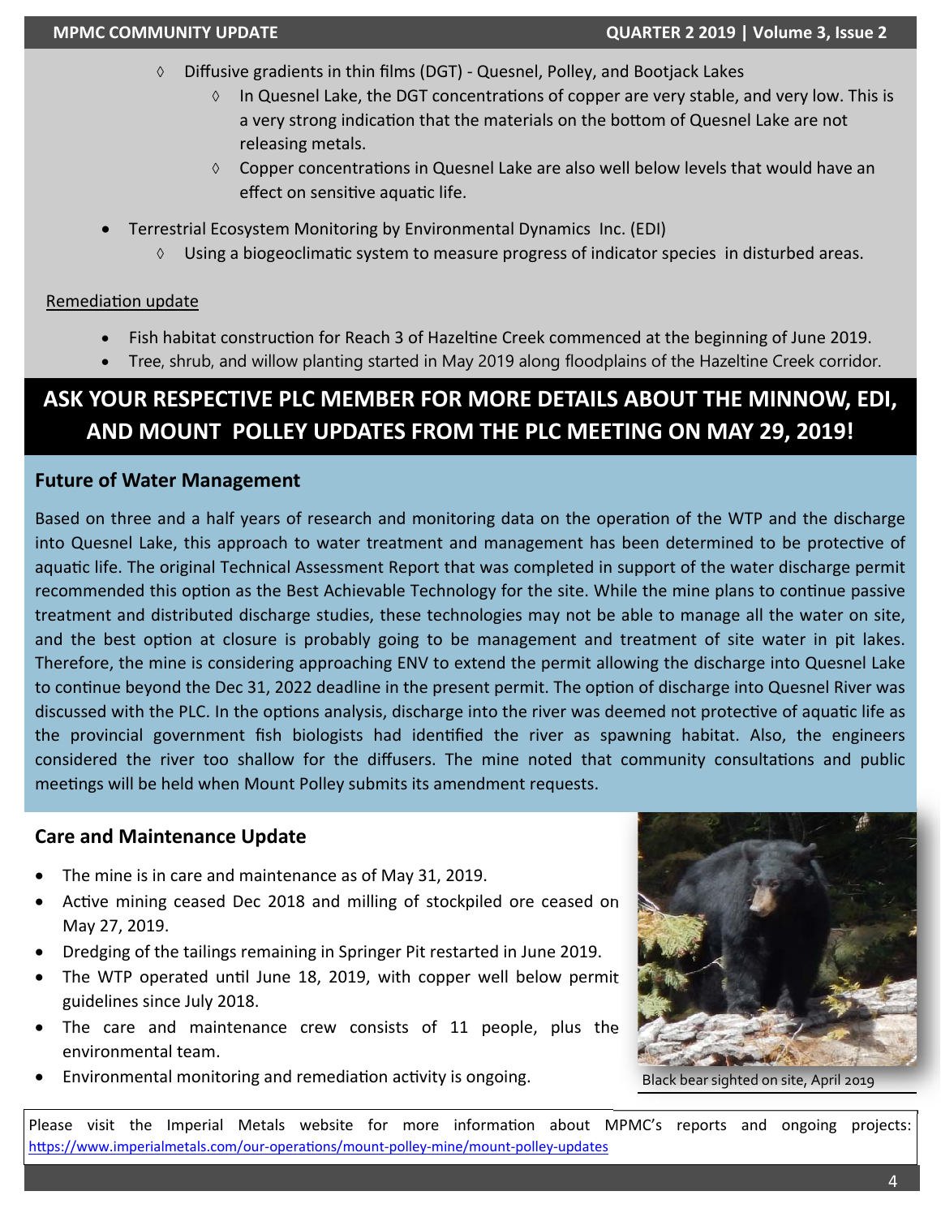- Diffusive gradients in thin films (DGT) - Quesnel, Polley, and Bootjack Lakes
    - In Quesnel Lake, the DGT concentrations of copper are very stable, and very low. This is a very strong indication that the materials on the bottom of Quesnel Lake are not releasing metals.
    - Copper concentrations in Quesnel Lake are also well below levels that would have an effect on sensitive aquatic life.
- Terrestrial Ecosystem Monitoring by Environmental Dynamics Inc. (EDI)
    - Using a biogeoclimatic system to measure progress of indicator species in disturbed areas.

Remediation update

- Fish habitat construction for Reach 3 of Hazeltine Creek commenced at the beginning of June 2019.
- Tree, shrub, and willow planting started in May 2019 along floodplains of the Hazeltine Creek corridor.

**ASK YOUR RESPECTIVE PLC MEMBER FOR MORE DETAILS ABOUT THE MINNOW, EDI, AND MOUNT POLLEY UPDATES FROM THE PLC MEETING ON MAY 29, 2019!**

## Future of Water Management

Based on three and a half years of research and monitoring data on the operation of the WTP and the discharge into Quesnel Lake, this approach to water treatment and management has been determined to be protective of aquatic life. The original Technical Assessment Report that was completed in support of the water discharge permit recommended this option as the Best Achievable Technology for the site. While the mine plans to continue passive treatment and distributed discharge studies, these technologies may not be able to manage all the water on site, and the best option at closure is probably going to be management and treatment of site water in pit lakes. Therefore, the mine is considering approaching ENV to extend the permit allowing the discharge into Quesnel Lake to continue beyond the Dec 31, 2022 deadline in the present permit. The option of discharge into Quesnel River was discussed with the PLC. In the options analysis, discharge into the river was deemed not protective of aquatic life as the provincial government fish biologists had identified the river as spawning habitat. Also, the engineers considered the river too shallow for the diffusers. The mine noted that community consultations and public meetings will be held when Mount Polley submits its amendment requests.

## Care and Maintenance Update

- The mine is in care and maintenance as of May 31, 2019.
- Active mining ceased Dec 2018 and milling of stockpiled ore ceased on May 27, 2019.
- Dredging of the tailings remaining in Springer Pit restarted in June 2019.
- The WTP operated until June 18, 2019, with copper well below permit guidelines since July 2018.
- The care and maintenance crew consists of 11 people, plus the environmental team.
- Environmental monitoring and remediation activity is ongoing.

Black bear sighted on site, April 2019

Please visit the Imperial Metals website for more information about MPMC's reports and ongoing projects: https://www.imperialmetals.com/our-operations/mount-polley-mine/mount-polley-updates